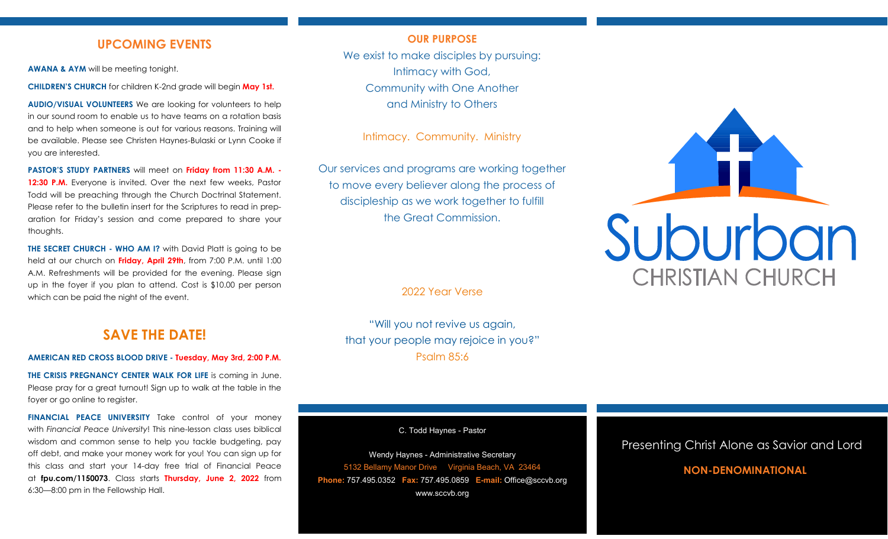## UPCOMING EVENTS

**AWANA & AYM** will be meeting tonight.

**CHILDREN'S CHURCH** for children K-2nd grade will begin **May 1st.**

**AUDIO/VISUAL VOLUNTEERS** We are looking for volunteers to help in our sound room to enable us to have teams on a rotation basis and to help when someone is out for various reasons. Training will be available. Please see Christen Haynes-Bulaski or Lynn Cooke if you are interested.

**PASTOR'S STUDY PARTNERS** will meet on **Friday from 11:30 A.M. - 12:30 P.M.** Everyone is invited. Over the next few weeks, Pastor Todd will be preaching through the Church Doctrinal Statement. Please refer to the bulletin insert for the Scriptures to read in preparation for Friday's session and come prepared to share your thoughts.

**THE SECRET CHURCH - WHO AM I?** with David Platt is going to be held at our church on **Friday, April 29th**, from 7:00 P.M. until 1:00 A.M. Refreshments will be provided for the evening. Please sign up in the foyer if you plan to attend. Cost is $10.00 per person which can be paid the night of the event.

## SAVE THE DATE!

**AMERICAN RED CROSS BLOOD DRIVE - Tuesday, May 3rd, 2:00 P.M.**

**THE CRISIS PREGNANCY CENTER WALK FOR LIFE** is coming in June. Please pray for a great turnout! Sign up to walk at the table in the foyer or go online to register.

**FINANCIAL PEACE UNIVERSITY** Take control of your money with *Financial Peace University*! This nine-lesson class uses biblical wisdom and common sense to help you tackle budgeting, pay off debt, and make your money work for you! You can sign up for this class and start your 14-day free trial of Financial Peace at **fpu.com/1150073**. Class starts **Thursday, June 2, 2022** from 6:30—8:00 pm in the Fellowship Hall.

## OUR PURPOSE

We exist to make disciples by pursuing:
Intimacy with God,
Community with One Another
and Ministry to Others

Intimacy. Community. Ministry

Our services and programs are working together to move every believer along the process of discipleship as we work together to fulfill the Great Commission.

2022 Year Verse

"Will you not revive us again,
that your people may rejoice in you?"
Psalm 85:6

C. Todd Haynes - Pastor

Wendy Haynes - Administrative Secretary
5132 Bellamy Manor Drive Virginia Beach, VA 23464
**Phone:** 757.495.0352 **Fax:** 757.495.0859 **E-mail:** Office@sccvb.org
www.sccvb.org

# Suburban
## CHRISTIAN CHURCH

Presenting Christ Alone as Savior and Lord

**NON-DENOMINATIONAL**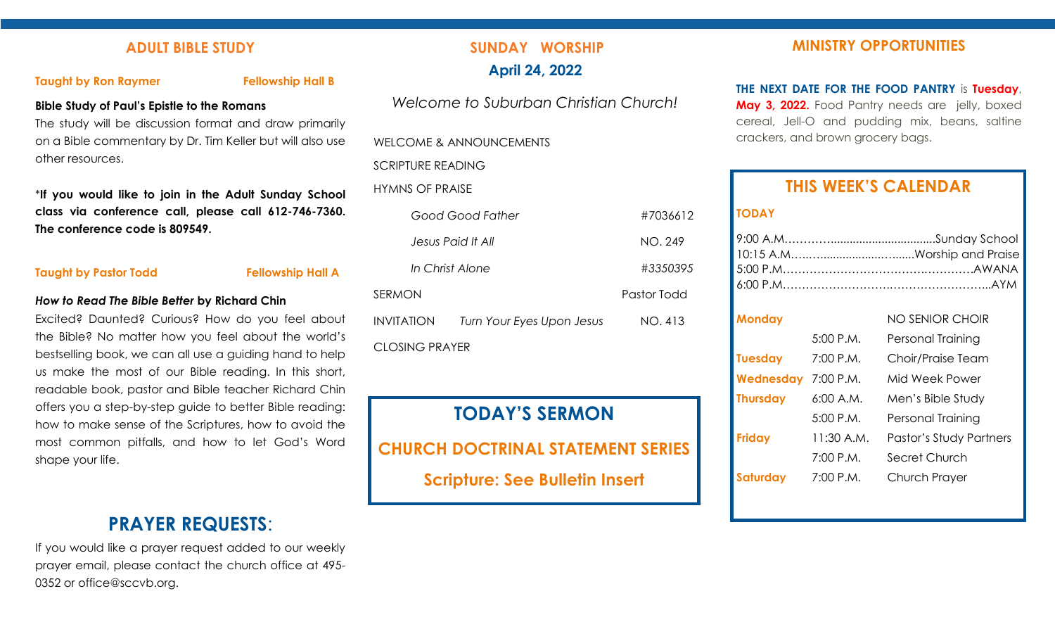## ADULT BIBLE STUDY

**Taught by Ron Raymer** — **Fellowship Hall B**

**Bible Study of Paul's Epistle to the Romans**

The study will be discussion format and draw primarily on a Bible commentary by Dr. Tim Keller but will also use other resources.

***If you would like to join in the Adult Sunday School class via conference call, please call 612-746-7360. The conference code is 809549.**

**Taught by Pastor Todd** — **Fellowship Hall A**

***How to Read The Bible Better* by Richard Chin**

Excited? Daunted? Curious? How do you feel about the Bible? No matter how you feel about the world's bestselling book, we can all use a guiding hand to help us make the most of our Bible reading. In this short, readable book, pastor and Bible teacher Richard Chin offers you a step-by-step guide to better Bible reading: how to make sense of the Scriptures, how to avoid the most common pitfalls, and how to let God's Word shape your life.

## PRAYER REQUESTS:

If you would like a prayer request added to our weekly prayer email, please contact the church office at 495-0352 or office@sccvb.org.

## SUNDAY WORSHIP

### April 24, 2022

*Welcome to Suburban Christian Church!*

WELCOME & ANNOUNCEMENTS

SCRIPTURE READING

HYMNS OF PRAISE

| | |
|---|---|
| *Good Good Father* | #7036612 |
| *Jesus Paid It All* | NO. 249 |
| *In Christ Alone* | #3350395 |

SERMON — Pastor Todd

INVITATION — *Turn Your Eyes Upon Jesus* — NO. 413

CLOSING PRAYER

## TODAY'S SERMON

### CHURCH DOCTRINAL STATEMENT SERIES

### Scripture: See Bulletin Insert

## MINISTRY OPPORTUNITIES

**THE NEXT DATE FOR THE FOOD PANTRY** is **Tuesday, May 3, 2022.** Food Pantry needs are jelly, boxed cereal, Jell-O and pudding mix, beans, saltine crackers, and brown grocery bags.

## THIS WEEK'S CALENDAR

**TODAY**

9:00 A.M.……….................................Sunday School
10:15 A.M.…..…...................…......Worship and Praise
5:00 P.M.…………………………….…………AWANA
6:00 P.M.……………………….……………………..AYM

| | | |
|---|---|---|
| **Monday** | | NO SENIOR CHOIR |
| | 5:00 P.M. | Personal Training |
| **Tuesday** | 7:00 P.M. | Choir/Praise Team |
| **Wednesday** | 7:00 P.M. | Mid Week Power |
| **Thursday** | 6:00 A.M. | Men's Bible Study |
| | 5:00 P.M. | Personal Training |
| **Friday** | 11:30 A.M. | Pastor's Study Partners |
| | 7:00 P.M. | Secret Church |
| **Saturday** | 7:00 P.M. | Church Prayer |